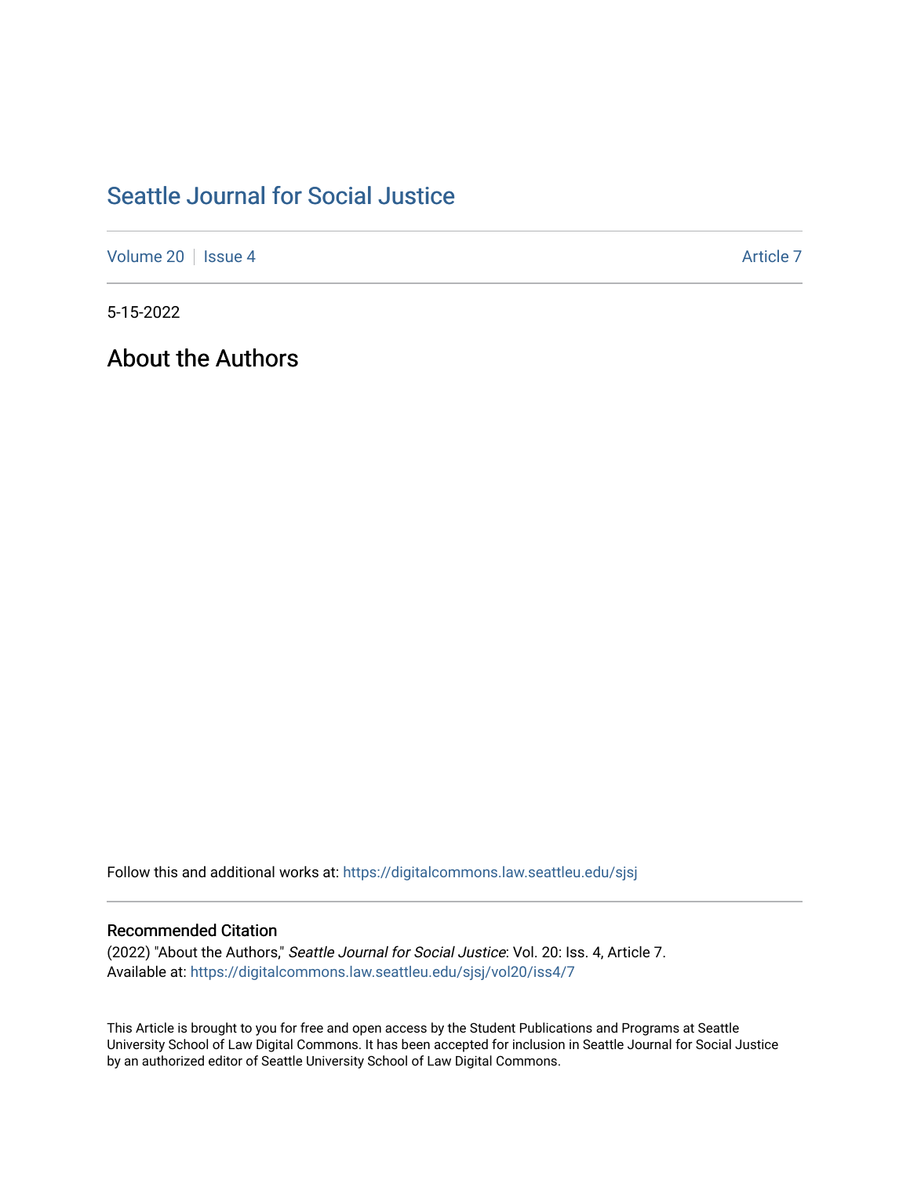# Seattle Journal for Social Justice

Volume 20 | Issue 4 | Article 7

5-15-2022

## About the Authors

Follow this and additional works at: https://digitalcommons.law.seattleu.edu/sjsj

### Recommended Citation

(2022) "About the Authors," *Seattle Journal for Social Justice*: Vol. 20: Iss. 4, Article 7.
Available at: https://digitalcommons.law.seattleu.edu/sjsj/vol20/iss4/7

This Article is brought to you for free and open access by the Student Publications and Programs at Seattle University School of Law Digital Commons. It has been accepted for inclusion in Seattle Journal for Social Justice by an authorized editor of Seattle University School of Law Digital Commons.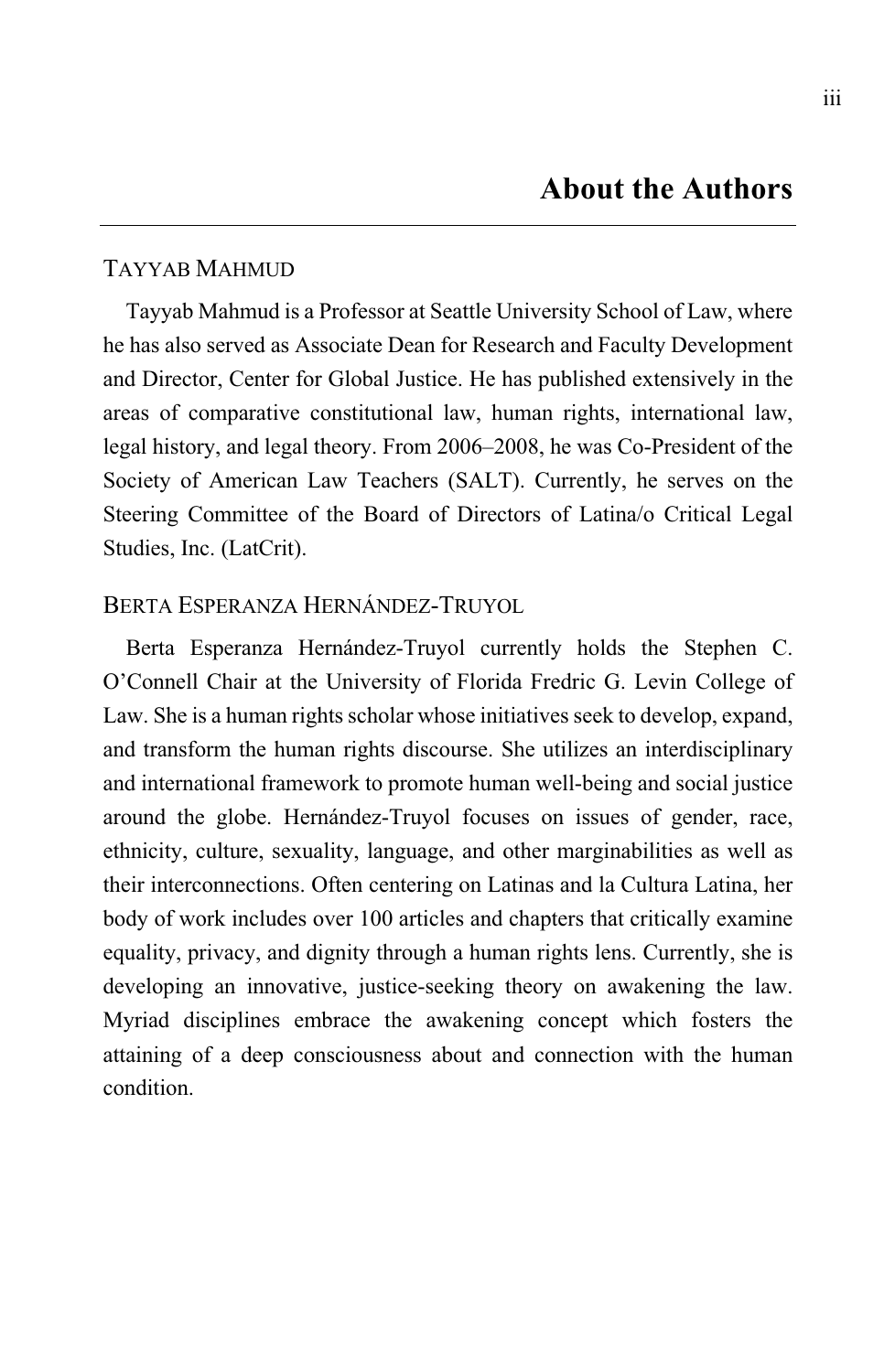# About the Authors

### TAYYAB MAHMUD

Tayyab Mahmud is a Professor at Seattle University School of Law, where he has also served as Associate Dean for Research and Faculty Development and Director, Center for Global Justice. He has published extensively in the areas of comparative constitutional law, human rights, international law, legal history, and legal theory. From 2006–2008, he was Co-President of the Society of American Law Teachers (SALT). Currently, he serves on the Steering Committee of the Board of Directors of Latina/o Critical Legal Studies, Inc. (LatCrit).

### BERTA ESPERANZA HERNÁNDEZ-TRUYOL

Berta Esperanza Hernández-Truyol currently holds the Stephen C. O'Connell Chair at the University of Florida Fredric G. Levin College of Law. She is a human rights scholar whose initiatives seek to develop, expand, and transform the human rights discourse. She utilizes an interdisciplinary and international framework to promote human well-being and social justice around the globe. Hernández-Truyol focuses on issues of gender, race, ethnicity, culture, sexuality, language, and other marginabilities as well as their interconnections. Often centering on Latinas and la Cultura Latina, her body of work includes over 100 articles and chapters that critically examine equality, privacy, and dignity through a human rights lens. Currently, she is developing an innovative, justice-seeking theory on awakening the law. Myriad disciplines embrace the awakening concept which fosters the attaining of a deep consciousness about and connection with the human condition.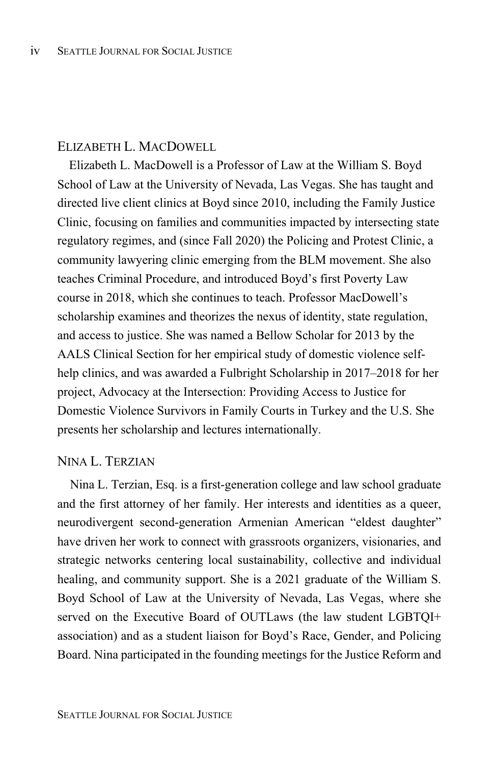## Elizabeth L. MacDowell

Elizabeth L. MacDowell is a Professor of Law at the William S. Boyd School of Law at the University of Nevada, Las Vegas. She has taught and directed live client clinics at Boyd since 2010, including the Family Justice Clinic, focusing on families and communities impacted by intersecting state regulatory regimes, and (since Fall 2020) the Policing and Protest Clinic, a community lawyering clinic emerging from the BLM movement. She also teaches Criminal Procedure, and introduced Boyd's first Poverty Law course in 2018, which she continues to teach. Professor MacDowell's scholarship examines and theorizes the nexus of identity, state regulation, and access to justice. She was named a Bellow Scholar for 2013 by the AALS Clinical Section for her empirical study of domestic violence self-help clinics, and was awarded a Fulbright Scholarship in 2017–2018 for her project, Advocacy at the Intersection: Providing Access to Justice for Domestic Violence Survivors in Family Courts in Turkey and the U.S. She presents her scholarship and lectures internationally.

## Nina L. Terzian

Nina L. Terzian, Esq. is a first-generation college and law school graduate and the first attorney of her family. Her interests and identities as a queer, neurodivergent second-generation Armenian American "eldest daughter" have driven her work to connect with grassroots organizers, visionaries, and strategic networks centering local sustainability, collective and individual healing, and community support. She is a 2021 graduate of the William S. Boyd School of Law at the University of Nevada, Las Vegas, where she served on the Executive Board of OUTLaws (the law student LGBTQI+ association) and as a student liaison for Boyd's Race, Gender, and Policing Board. Nina participated in the founding meetings for the Justice Reform and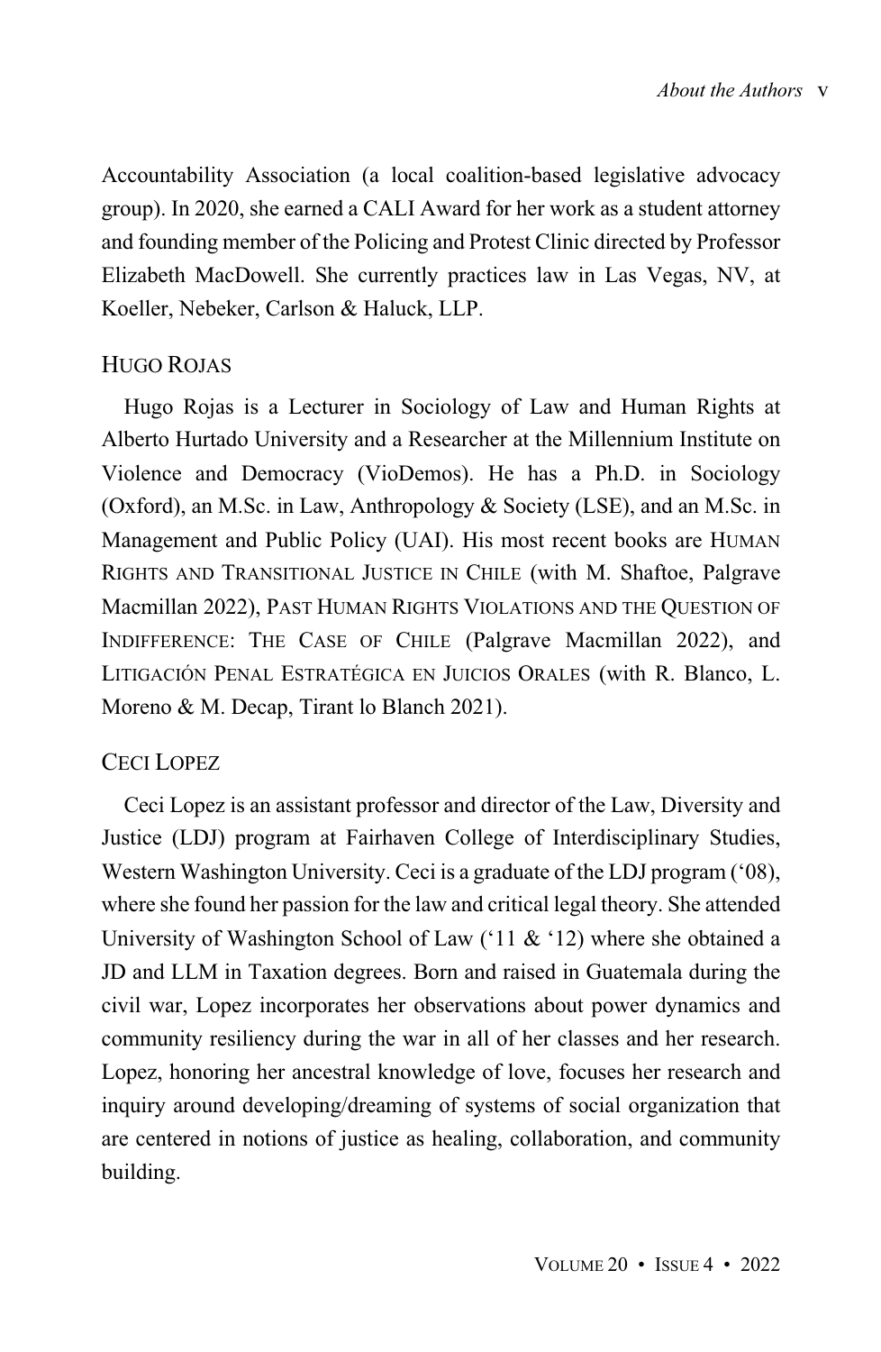Accountability Association (a local coalition-based legislative advocacy group). In 2020, she earned a CALI Award for her work as a student attorney and founding member of the Policing and Protest Clinic directed by Professor Elizabeth MacDowell. She currently practices law in Las Vegas, NV, at Koeller, Nebeker, Carlson & Haluck, LLP.

## Hugo Rojas

Hugo Rojas is a Lecturer in Sociology of Law and Human Rights at Alberto Hurtado University and a Researcher at the Millennium Institute on Violence and Democracy (VioDemos). He has a Ph.D. in Sociology (Oxford), an M.Sc. in Law, Anthropology & Society (LSE), and an M.Sc. in Management and Public Policy (UAI). His most recent books are Human Rights and Transitional Justice in Chile (with M. Shaftoe, Palgrave Macmillan 2022), Past Human Rights Violations and the Question of Indifference: The Case of Chile (Palgrave Macmillan 2022), and Litigación Penal Estratégica en Juicios Orales (with R. Blanco, L. Moreno & M. Decap, Tirant lo Blanch 2021).

## Ceci Lopez

Ceci Lopez is an assistant professor and director of the Law, Diversity and Justice (LDJ) program at Fairhaven College of Interdisciplinary Studies, Western Washington University. Ceci is a graduate of the LDJ program ('08), where she found her passion for the law and critical legal theory. She attended University of Washington School of Law ('11 & '12) where she obtained a JD and LLM in Taxation degrees. Born and raised in Guatemala during the civil war, Lopez incorporates her observations about power dynamics and community resiliency during the war in all of her classes and her research. Lopez, honoring her ancestral knowledge of love, focuses her research and inquiry around developing/dreaming of systems of social organization that are centered in notions of justice as healing, collaboration, and community building.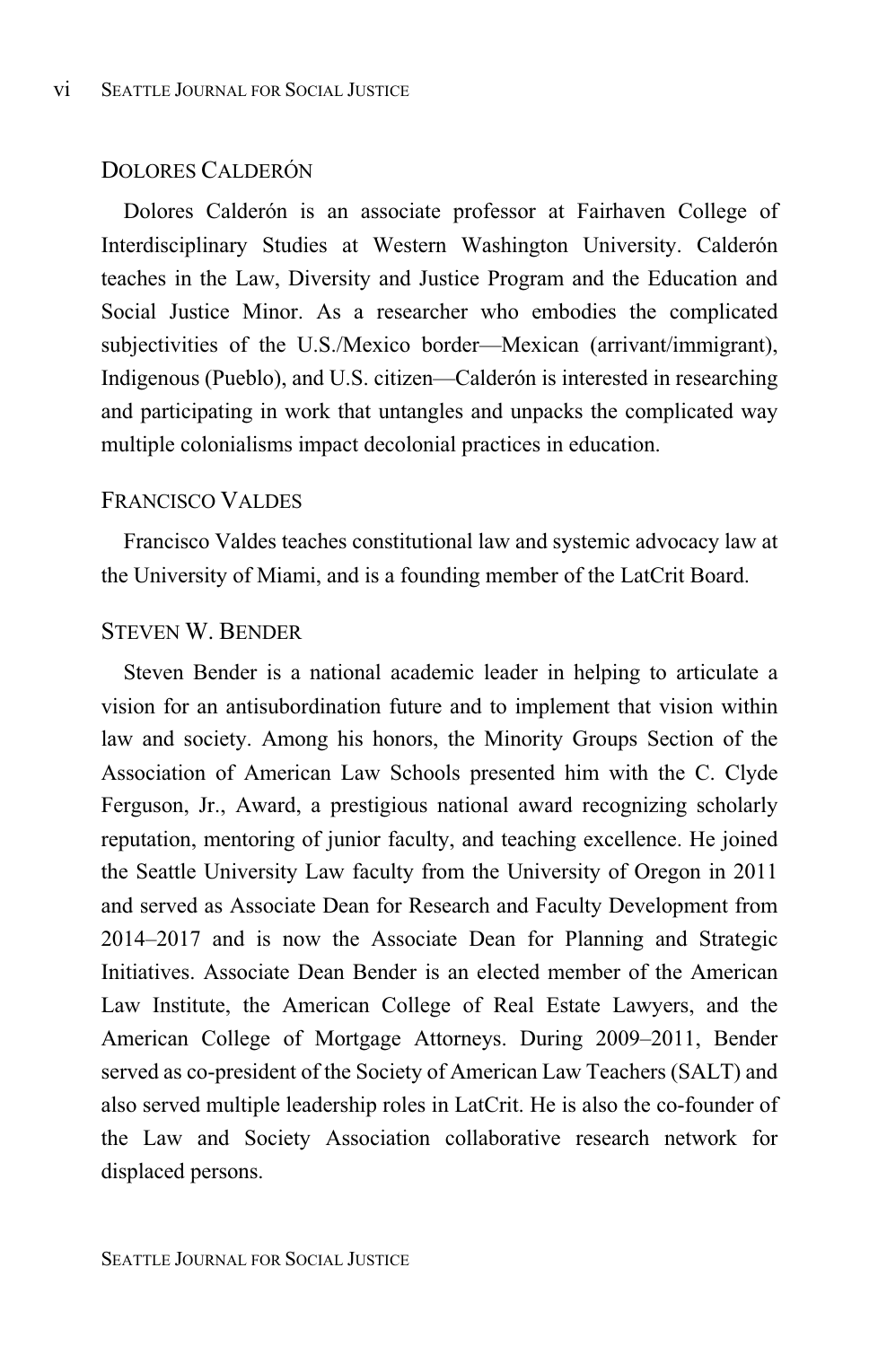### Dolores Calderón

Dolores Calderón is an associate professor at Fairhaven College of Interdisciplinary Studies at Western Washington University. Calderón teaches in the Law, Diversity and Justice Program and the Education and Social Justice Minor. As a researcher who embodies the complicated subjectivities of the U.S./Mexico border—Mexican (arrivant/immigrant), Indigenous (Pueblo), and U.S. citizen—Calderón is interested in researching and participating in work that untangles and unpacks the complicated way multiple colonialisms impact decolonial practices in education.

### Francisco Valdes

Francisco Valdes teaches constitutional law and systemic advocacy law at the University of Miami, and is a founding member of the LatCrit Board.

### Steven W. Bender

Steven Bender is a national academic leader in helping to articulate a vision for an antisubordination future and to implement that vision within law and society. Among his honors, the Minority Groups Section of the Association of American Law Schools presented him with the C. Clyde Ferguson, Jr., Award, a prestigious national award recognizing scholarly reputation, mentoring of junior faculty, and teaching excellence. He joined the Seattle University Law faculty from the University of Oregon in 2011 and served as Associate Dean for Research and Faculty Development from 2014–2017 and is now the Associate Dean for Planning and Strategic Initiatives. Associate Dean Bender is an elected member of the American Law Institute, the American College of Real Estate Lawyers, and the American College of Mortgage Attorneys. During 2009–2011, Bender served as co-president of the Society of American Law Teachers (SALT) and also served multiple leadership roles in LatCrit. He is also the co-founder of the Law and Society Association collaborative research network for displaced persons.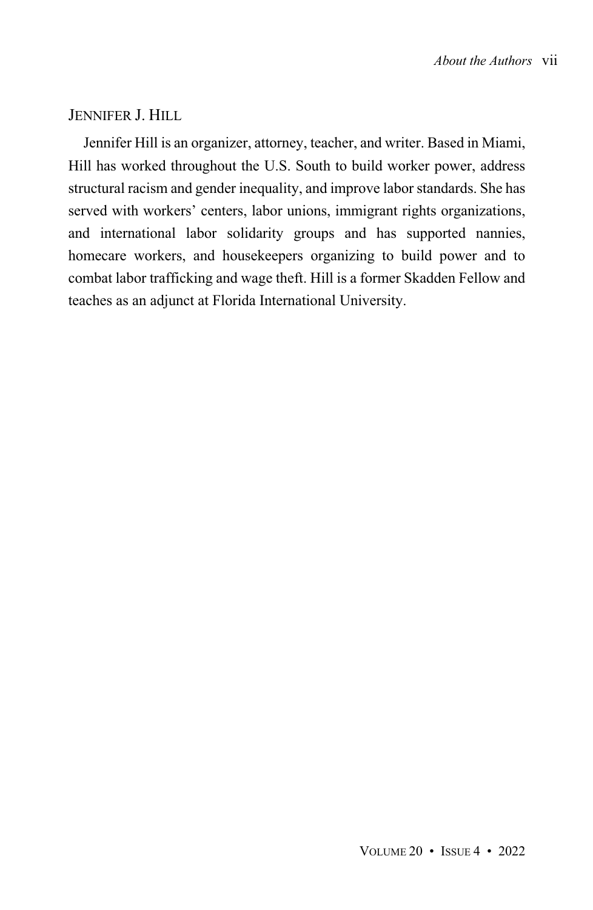### JENNIFER J. HILL

Jennifer Hill is an organizer, attorney, teacher, and writer. Based in Miami, Hill has worked throughout the U.S. South to build worker power, address structural racism and gender inequality, and improve labor standards. She has served with workers' centers, labor unions, immigrant rights organizations, and international labor solidarity groups and has supported nannies, homecare workers, and housekeepers organizing to build power and to combat labor trafficking and wage theft. Hill is a former Skadden Fellow and teaches as an adjunct at Florida International University.